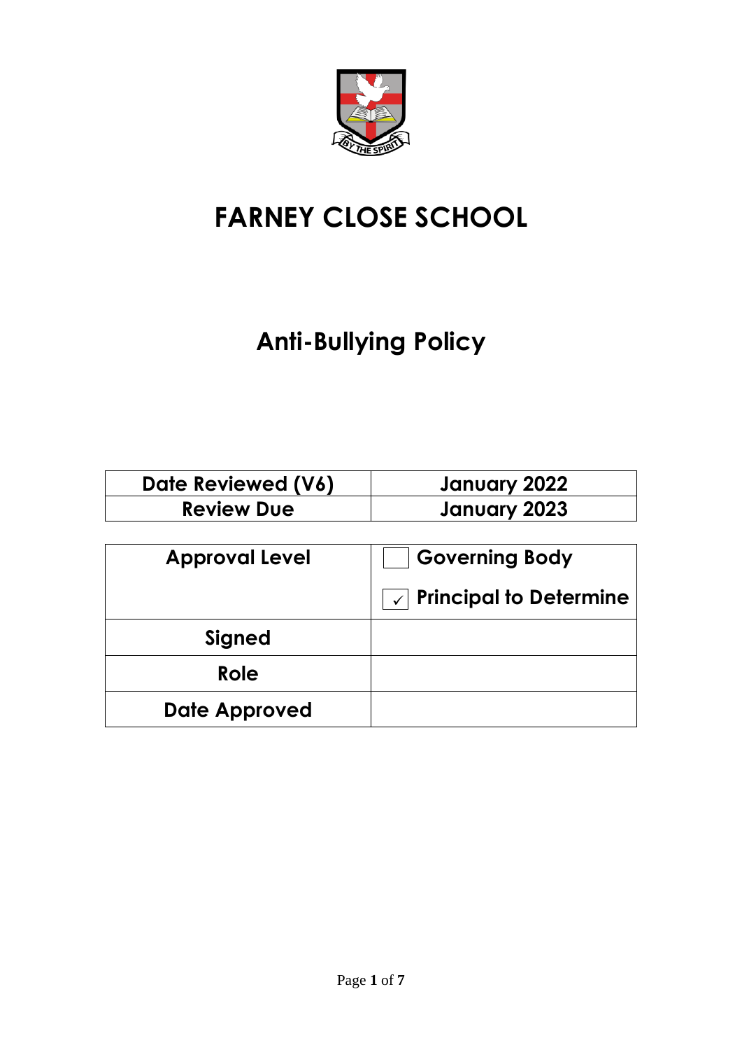# FARNEY CLOSE SCHOOL

## Anti-Bullying Policy

| Date Reviewed (V6) | January 2022 |
|---|---|
| Review Due | January 2023 |

| Approval Level | ☐ Governing Body<br>☑ Principal to Determine |
|---|---|
| Signed | |
| Role | |
| Date Approved | |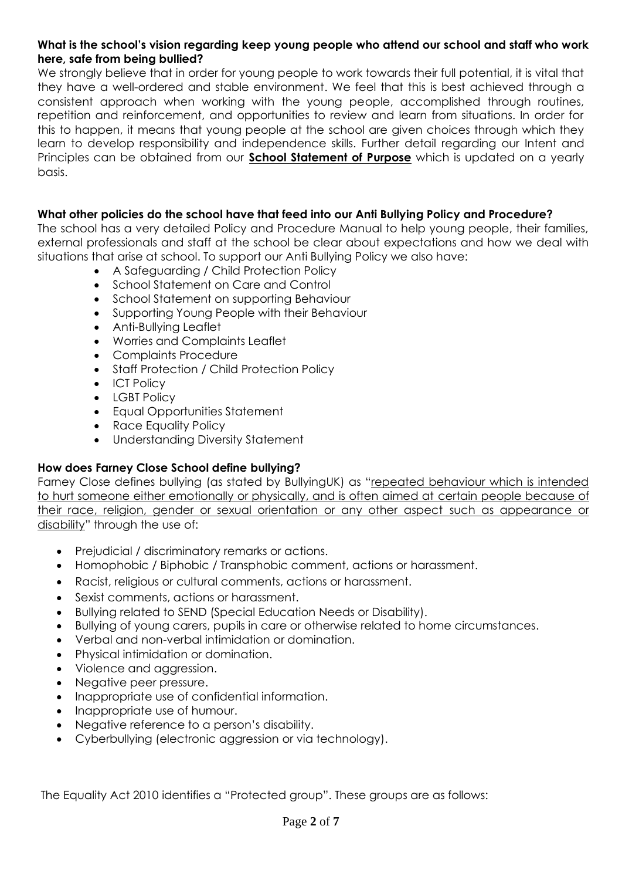**What is the school's vision regarding keep young people who attend our school and staff who work here, safe from being bullied?**

We strongly believe that in order for young people to work towards their full potential, it is vital that they have a well-ordered and stable environment. We feel that this is best achieved through a consistent approach when working with the young people, accomplished through routines, repetition and reinforcement, and opportunities to review and learn from situations. In order for this to happen, it means that young people at the school are given choices through which they learn to develop responsibility and independence skills. Further detail regarding our Intent and Principles can be obtained from our **School Statement of Purpose** which is updated on a yearly basis.

**What other policies do the school have that feed into our Anti Bullying Policy and Procedure?**

The school has a very detailed Policy and Procedure Manual to help young people, their families, external professionals and staff at the school be clear about expectations and how we deal with situations that arise at school. To support our Anti Bullying Policy we also have:

- A Safeguarding / Child Protection Policy
- School Statement on Care and Control
- School Statement on supporting Behaviour
- Supporting Young People with their Behaviour
- Anti-Bullying Leaflet
- Worries and Complaints Leaflet
- Complaints Procedure
- Staff Protection / Child Protection Policy
- ICT Policy
- LGBT Policy
- Equal Opportunities Statement
- Race Equality Policy
- Understanding Diversity Statement

**How does Farney Close School define bullying?**

Farney Close defines bullying (as stated by BullyingUK) as "repeated behaviour which is intended to hurt someone either emotionally or physically, and is often aimed at certain people because of their race, religion, gender or sexual orientation or any other aspect such as appearance or disability" through the use of:

- Prejudicial / discriminatory remarks or actions.
- Homophobic / Biphobic / Transphobic comment, actions or harassment.
- Racist, religious or cultural comments, actions or harassment.
- Sexist comments, actions or harassment.
- Bullying related to SEND (Special Education Needs or Disability).
- Bullying of young carers, pupils in care or otherwise related to home circumstances.
- Verbal and non-verbal intimidation or domination.
- Physical intimidation or domination.
- Violence and aggression.
- Negative peer pressure.
- Inappropriate use of confidential information.
- Inappropriate use of humour.
- Negative reference to a person's disability.
- Cyberbullying (electronic aggression or via technology).

The Equality Act 2010 identifies a "Protected group". These groups are as follows: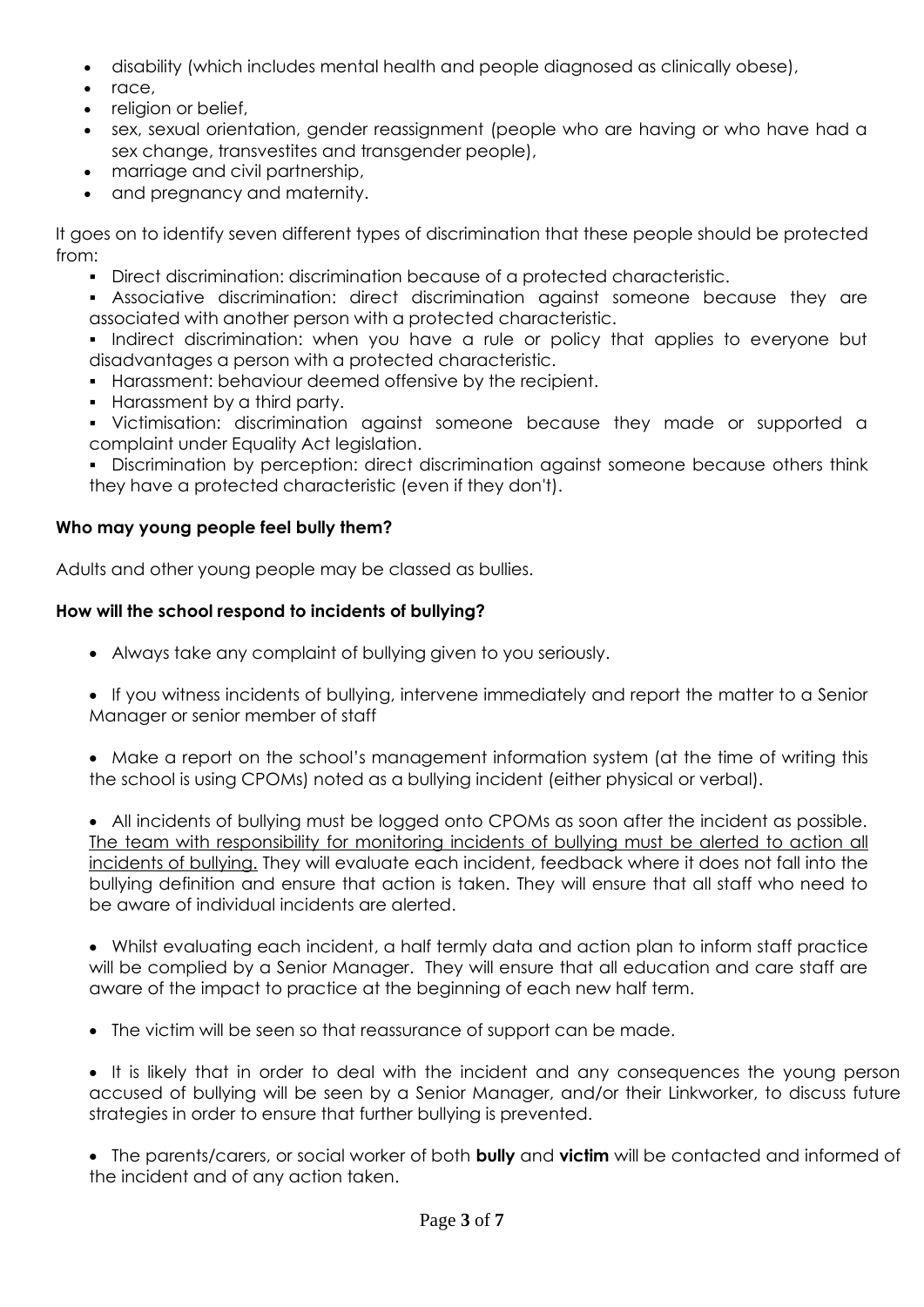- disability (which includes mental health and people diagnosed as clinically obese),
- race,
- religion or belief,
- sex, sexual orientation, gender reassignment (people who are having or who have had a sex change, transvestites and transgender people),
- marriage and civil partnership,
- and pregnancy and maternity.

It goes on to identify seven different types of discrimination that these people should be protected from:

- Direct discrimination: discrimination because of a protected characteristic.
- Associative discrimination: direct discrimination against someone because they are associated with another person with a protected characteristic.
- Indirect discrimination: when you have a rule or policy that applies to everyone but disadvantages a person with a protected characteristic.
- Harassment: behaviour deemed offensive by the recipient.
- Harassment by a third party.
- Victimisation: discrimination against someone because they made or supported a complaint under Equality Act legislation.
- Discrimination by perception: direct discrimination against someone because others think they have a protected characteristic (even if they don't).

**Who may young people feel bully them?**

Adults and other young people may be classed as bullies.

**How will the school respond to incidents of bullying?**

- Always take any complaint of bullying given to you seriously.

- If you witness incidents of bullying, intervene immediately and report the matter to a Senior Manager or senior member of staff

- Make a report on the school's management information system (at the time of writing this the school is using CPOMs) noted as a bullying incident (either physical or verbal).

- All incidents of bullying must be logged onto CPOMs as soon after the incident as possible. <u>The team with responsibility for monitoring incidents of bullying must be alerted to action all incidents of bullying.</u> They will evaluate each incident, feedback where it does not fall into the bullying definition and ensure that action is taken. They will ensure that all staff who need to be aware of individual incidents are alerted.

- Whilst evaluating each incident, a half termly data and action plan to inform staff practice will be complied by a Senior Manager. They will ensure that all education and care staff are aware of the impact to practice at the beginning of each new half term.

- The victim will be seen so that reassurance of support can be made.

- It is likely that in order to deal with the incident and any consequences the young person accused of bullying will be seen by a Senior Manager, and/or their Linkworker, to discuss future strategies in order to ensure that further bullying is prevented.

- The parents/carers, or social worker of both **bully** and **victim** will be contacted and informed of the incident and of any action taken.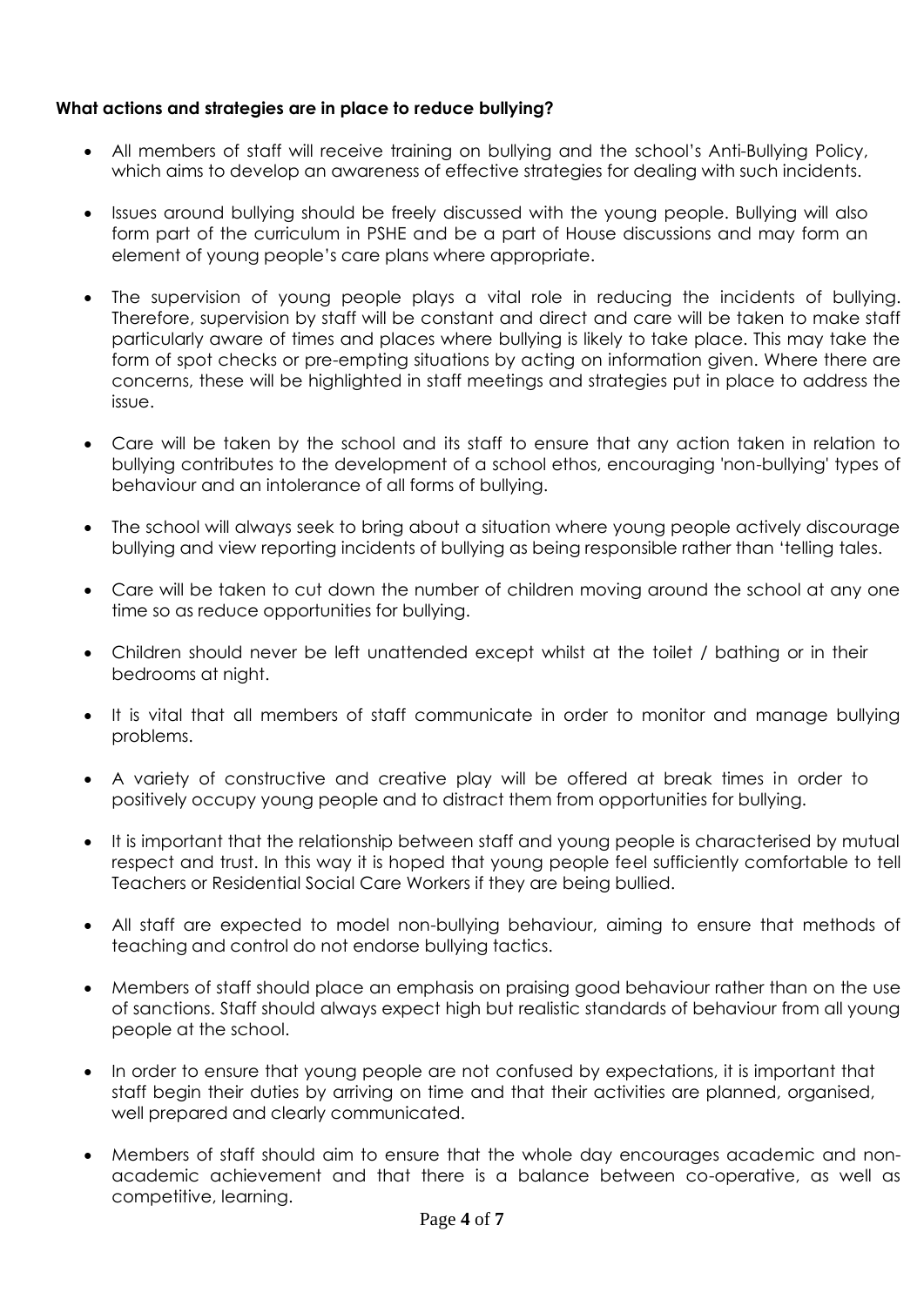**What actions and strategies are in place to reduce bullying?**

- All members of staff will receive training on bullying and the school's Anti-Bullying Policy, which aims to develop an awareness of effective strategies for dealing with such incidents.
- Issues around bullying should be freely discussed with the young people. Bullying will also form part of the curriculum in PSHE and be a part of House discussions and may form an element of young people's care plans where appropriate.
- The supervision of young people plays a vital role in reducing the incidents of bullying. Therefore, supervision by staff will be constant and direct and care will be taken to make staff particularly aware of times and places where bullying is likely to take place. This may take the form of spot checks or pre-empting situations by acting on information given. Where there are concerns, these will be highlighted in staff meetings and strategies put in place to address the issue.
- Care will be taken by the school and its staff to ensure that any action taken in relation to bullying contributes to the development of a school ethos, encouraging 'non-bullying' types of behaviour and an intolerance of all forms of bullying.
- The school will always seek to bring about a situation where young people actively discourage bullying and view reporting incidents of bullying as being responsible rather than 'telling tales.
- Care will be taken to cut down the number of children moving around the school at any one time so as reduce opportunities for bullying.
- Children should never be left unattended except whilst at the toilet / bathing or in their bedrooms at night.
- It is vital that all members of staff communicate in order to monitor and manage bullying problems.
- A variety of constructive and creative play will be offered at break times in order to positively occupy young people and to distract them from opportunities for bullying.
- It is important that the relationship between staff and young people is characterised by mutual respect and trust. In this way it is hoped that young people feel sufficiently comfortable to tell Teachers or Residential Social Care Workers if they are being bullied.
- All staff are expected to model non-bullying behaviour, aiming to ensure that methods of teaching and control do not endorse bullying tactics.
- Members of staff should place an emphasis on praising good behaviour rather than on the use of sanctions. Staff should always expect high but realistic standards of behaviour from all young people at the school.
- In order to ensure that young people are not confused by expectations, it is important that staff begin their duties by arriving on time and that their activities are planned, organised, well prepared and clearly communicated.
- Members of staff should aim to ensure that the whole day encourages academic and non-academic achievement and that there is a balance between co-operative, as well as competitive, learning.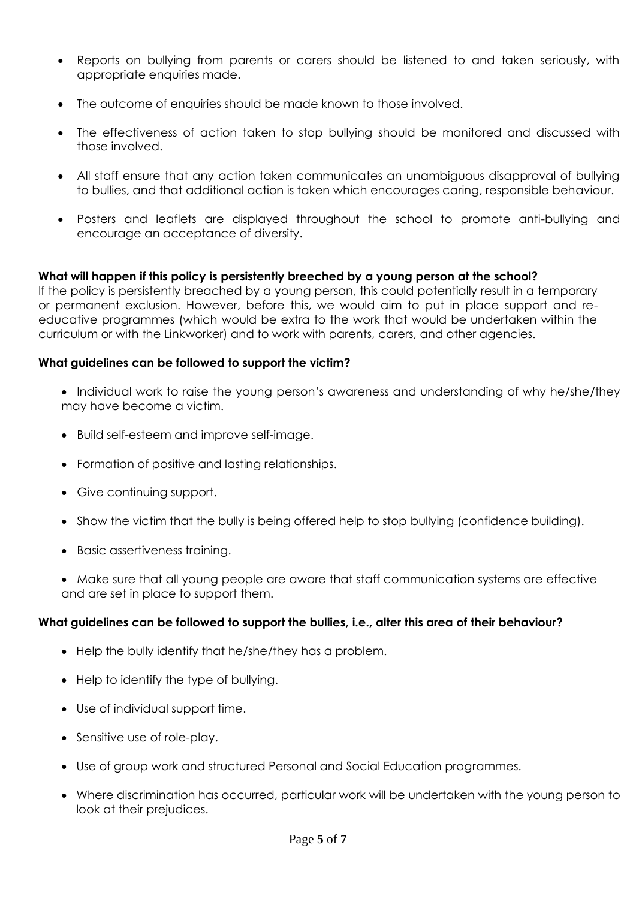- Reports on bullying from parents or carers should be listened to and taken seriously, with appropriate enquiries made.
- The outcome of enquiries should be made known to those involved.
- The effectiveness of action taken to stop bullying should be monitored and discussed with those involved.
- All staff ensure that any action taken communicates an unambiguous disapproval of bullying to bullies, and that additional action is taken which encourages caring, responsible behaviour.
- Posters and leaflets are displayed throughout the school to promote anti-bullying and encourage an acceptance of diversity.

**What will happen if this policy is persistently breeched by a young person at the school?**

If the policy is persistently breached by a young person, this could potentially result in a temporary or permanent exclusion. However, before this, we would aim to put in place support and re-educative programmes (which would be extra to the work that would be undertaken within the curriculum or with the Linkworker) and to work with parents, carers, and other agencies.

**What guidelines can be followed to support the victim?**

- Individual work to raise the young person's awareness and understanding of why he/she/they may have become a victim.
- Build self-esteem and improve self-image.
- Formation of positive and lasting relationships.
- Give continuing support.
- Show the victim that the bully is being offered help to stop bullying (confidence building).
- Basic assertiveness training.
- Make sure that all young people are aware that staff communication systems are effective and are set in place to support them.

**What guidelines can be followed to support the bullies, i.e., alter this area of their behaviour?**

- Help the bully identify that he/she/they has a problem.
- Help to identify the type of bullying.
- Use of individual support time.
- Sensitive use of role-play.
- Use of group work and structured Personal and Social Education programmes.
- Where discrimination has occurred, particular work will be undertaken with the young person to look at their prejudices.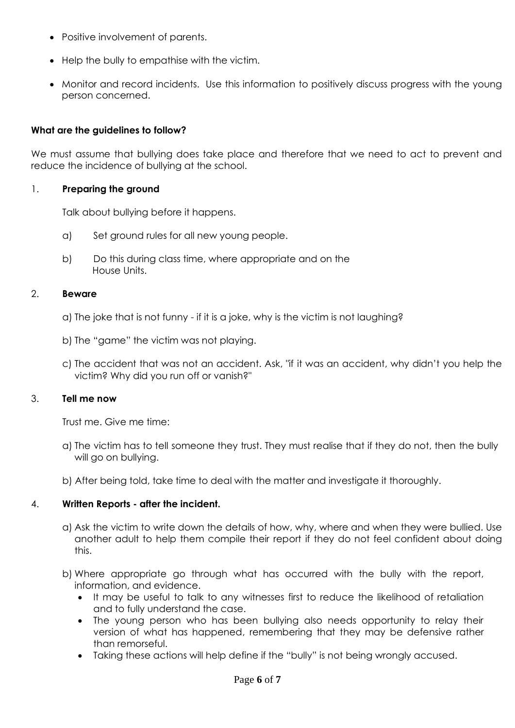- Positive involvement of parents.
- Help the bully to empathise with the victim.
- Monitor and record incidents. Use this information to positively discuss progress with the young person concerned.

**What are the guidelines to follow?**

We must assume that bullying does take place and therefore that we need to act to prevent and reduce the incidence of bullying at the school.

1. **Preparing the ground**

   Talk about bullying before it happens.

   a) Set ground rules for all new young people.

   b) Do this during class time, where appropriate and on the House Units.

2. **Beware**

   a) The joke that is not funny - if it is a joke, why is the victim is not laughing?

   b) The "game" the victim was not playing.

   c) The accident that was not an accident. Ask, "if it was an accident, why didn't you help the victim? Why did you run off or vanish?"

3. **Tell me now**

   Trust me. Give me time:

   a) The victim has to tell someone they trust. They must realise that if they do not, then the bully will go on bullying.

   b) After being told, take time to deal with the matter and investigate it thoroughly.

4. **Written Reports - after the incident.**

   a) Ask the victim to write down the details of how, why, where and when they were bullied. Use another adult to help them compile their report if they do not feel confident about doing this.

   b) Where appropriate go through what has occurred with the bully with the report, information, and evidence.
      - It may be useful to talk to any witnesses first to reduce the likelihood of retaliation and to fully understand the case.
      - The young person who has been bullying also needs opportunity to relay their version of what has happened, remembering that they may be defensive rather than remorseful.
      - Taking these actions will help define if the "bully" is not being wrongly accused.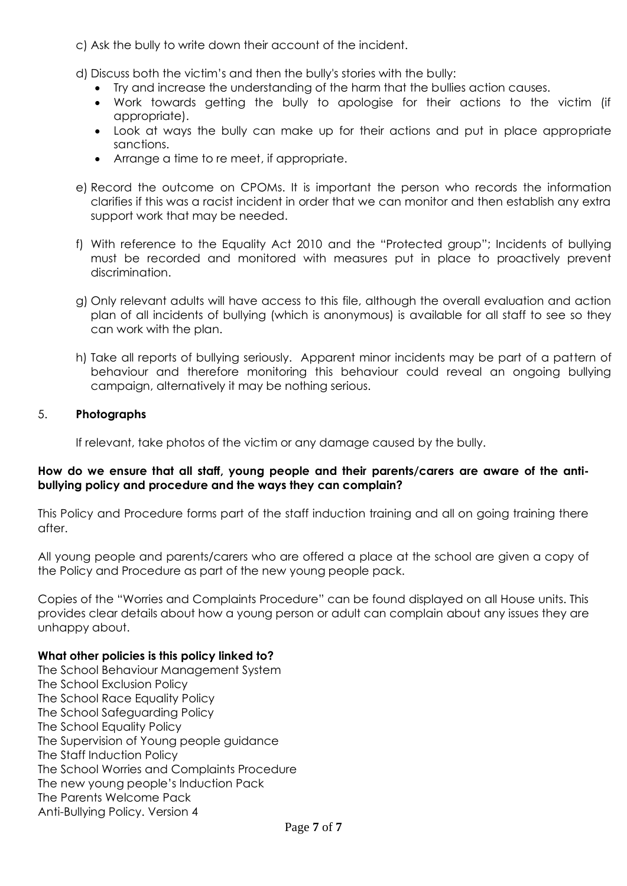c) Ask the bully to write down their account of the incident.

d) Discuss both the victim's and then the bully's stories with the bully:
   - Try and increase the understanding of the harm that the bullies action causes.
   - Work towards getting the bully to apologise for their actions to the victim (if appropriate).
   - Look at ways the bully can make up for their actions and put in place appropriate sanctions.
   - Arrange a time to re meet, if appropriate.

e) Record the outcome on CPOMs. It is important the person who records the information clarifies if this was a racist incident in order that we can monitor and then establish any extra support work that may be needed.

f) With reference to the Equality Act 2010 and the "Protected group"; Incidents of bullying must be recorded and monitored with measures put in place to proactively prevent discrimination.

g) Only relevant adults will have access to this file, although the overall evaluation and action plan of all incidents of bullying (which is anonymous) is available for all staff to see so they can work with the plan.

h) Take all reports of bullying seriously. Apparent minor incidents may be part of a pattern of behaviour and therefore monitoring this behaviour could reveal an ongoing bullying campaign, alternatively it may be nothing serious.

5. **Photographs**

If relevant, take photos of the victim or any damage caused by the bully.

**How do we ensure that all staff, young people and their parents/carers are aware of the anti-bullying policy and procedure and the ways they can complain?**

This Policy and Procedure forms part of the staff induction training and all on going training there after.

All young people and parents/carers who are offered a place at the school are given a copy of the Policy and Procedure as part of the new young people pack.

Copies of the "Worries and Complaints Procedure" can be found displayed on all House units. This provides clear details about how a young person or adult can complain about any issues they are unhappy about.

**What other policies is this policy linked to?**

The School Behaviour Management System
The School Exclusion Policy
The School Race Equality Policy
The School Safeguarding Policy
The School Equality Policy
The Supervision of Young people guidance
The Staff Induction Policy
The School Worries and Complaints Procedure
The new young people's Induction Pack
The Parents Welcome Pack
Anti-Bullying Policy. Version 4